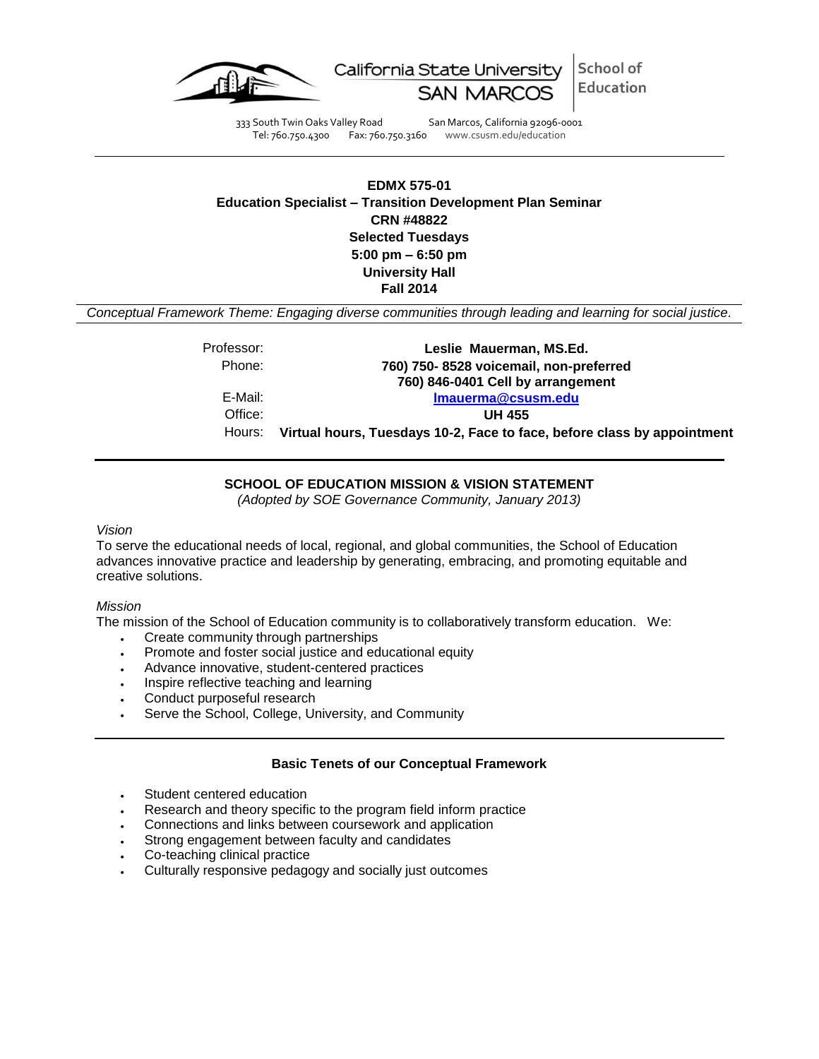California State University SAN MARCOS | School of Education

333 South Twin Oaks Valley Road San Marcos, California 92096-0001
Tel: 760.750.4300 Fax: 760.750.3160 www.csusm.edu/education

---

**EDMX 575-01**
**Education Specialist – Transition Development Plan Seminar**
**CRN #48822**
**Selected Tuesdays**
**5:00 pm – 6:50 pm**
**University Hall**
**Fall 2014**

*Conceptual Framework Theme: Engaging diverse communities through leading and learning for social justice.*

| | |
|---|---|
| Professor: | **Leslie Mauerman, MS.Ed.** |
| Phone: | **760) 750- 8528 voicemail, non-preferred** **760) 846-0401 Cell by arrangement** |
| E-Mail: | **lmauerma@csusm.edu** |
| Office: | **UH 455** |
| Hours: | **Virtual hours, Tuesdays 10-2, Face to face, before class by appointment** |

---

**SCHOOL OF EDUCATION MISSION & VISION STATEMENT**

*(Adopted by SOE Governance Community, January 2013)*

*Vision*

To serve the educational needs of local, regional, and global communities, the School of Education advances innovative practice and leadership by generating, embracing, and promoting equitable and creative solutions.

*Mission*

The mission of the School of Education community is to collaboratively transform education. We:

- Create community through partnerships
- Promote and foster social justice and educational equity
- Advance innovative, student-centered practices
- Inspire reflective teaching and learning
- Conduct purposeful research
- Serve the School, College, University, and Community

---

**Basic Tenets of our Conceptual Framework**

- Student centered education
- Research and theory specific to the program field inform practice
- Connections and links between coursework and application
- Strong engagement between faculty and candidates
- Co-teaching clinical practice
- Culturally responsive pedagogy and socially just outcomes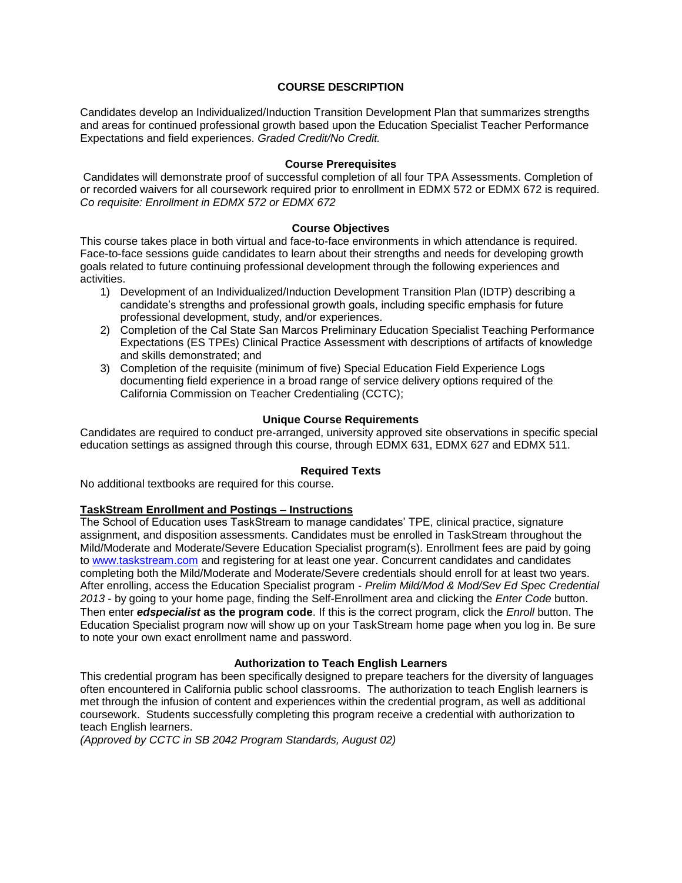## COURSE DESCRIPTION

Candidates develop an Individualized/Induction Transition Development Plan that summarizes strengths and areas for continued professional growth based upon the Education Specialist Teacher Performance Expectations and field experiences. *Graded Credit/No Credit.*

### Course Prerequisites

Candidates will demonstrate proof of successful completion of all four TPA Assessments. Completion of or recorded waivers for all coursework required prior to enrollment in EDMX 572 or EDMX 672 is required. *Co requisite: Enrollment in EDMX 572 or EDMX 672*

### Course Objectives

This course takes place in both virtual and face-to-face environments in which attendance is required. Face-to-face sessions guide candidates to learn about their strengths and needs for developing growth goals related to future continuing professional development through the following experiences and activities.

1) Development of an Individualized/Induction Development Transition Plan (IDTP) describing a candidate's strengths and professional growth goals, including specific emphasis for future professional development, study, and/or experiences.
2) Completion of the Cal State San Marcos Preliminary Education Specialist Teaching Performance Expectations (ES TPEs) Clinical Practice Assessment with descriptions of artifacts of knowledge and skills demonstrated; and
3) Completion of the requisite (minimum of five) Special Education Field Experience Logs documenting field experience in a broad range of service delivery options required of the California Commission on Teacher Credentialing (CCTC);

### Unique Course Requirements

Candidates are required to conduct pre-arranged, university approved site observations in specific special education settings as assigned through this course, through EDMX 631, EDMX 627 and EDMX 511.

### Required Texts

No additional textbooks are required for this course.

### TaskStream Enrollment and Postings – Instructions

The School of Education uses TaskStream to manage candidates' TPE, clinical practice, signature assignment, and disposition assessments. Candidates must be enrolled in TaskStream throughout the Mild/Moderate and Moderate/Severe Education Specialist program(s). Enrollment fees are paid by going to www.taskstream.com and registering for at least one year. Concurrent candidates and candidates completing both the Mild/Moderate and Moderate/Severe credentials should enroll for at least two years. After enrolling, access the Education Specialist program - *Prelim Mild/Mod & Mod/Sev Ed Spec Credential 2013* - by going to your home page, finding the Self-Enrollment area and clicking the *Enter Code* button. Then enter ***edspecialist* as the program code**. If this is the correct program, click the *Enroll* button. The Education Specialist program now will show up on your TaskStream home page when you log in. Be sure to note your own exact enrollment name and password.

### Authorization to Teach English Learners

This credential program has been specifically designed to prepare teachers for the diversity of languages often encountered in California public school classrooms. The authorization to teach English learners is met through the infusion of content and experiences within the credential program, as well as additional coursework. Students successfully completing this program receive a credential with authorization to teach English learners.

*(Approved by CCTC in SB 2042 Program Standards, August 02)*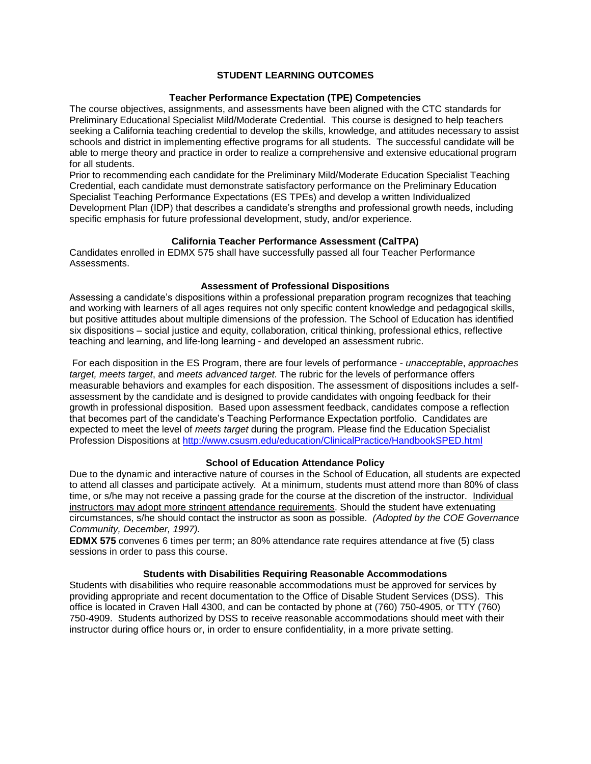## STUDENT LEARNING OUTCOMES

### Teacher Performance Expectation (TPE) Competencies

The course objectives, assignments, and assessments have been aligned with the CTC standards for Preliminary Educational Specialist Mild/Moderate Credential. This course is designed to help teachers seeking a California teaching credential to develop the skills, knowledge, and attitudes necessary to assist schools and district in implementing effective programs for all students. The successful candidate will be able to merge theory and practice in order to realize a comprehensive and extensive educational program for all students.

Prior to recommending each candidate for the Preliminary Mild/Moderate Education Specialist Teaching Credential, each candidate must demonstrate satisfactory performance on the Preliminary Education Specialist Teaching Performance Expectations (ES TPEs) and develop a written Individualized Development Plan (IDP) that describes a candidate's strengths and professional growth needs, including specific emphasis for future professional development, study, and/or experience.

### California Teacher Performance Assessment (CalTPA)

Candidates enrolled in EDMX 575 shall have successfully passed all four Teacher Performance Assessments.

### Assessment of Professional Dispositions

Assessing a candidate's dispositions within a professional preparation program recognizes that teaching and working with learners of all ages requires not only specific content knowledge and pedagogical skills, but positive attitudes about multiple dimensions of the profession. The School of Education has identified six dispositions – social justice and equity, collaboration, critical thinking, professional ethics, reflective teaching and learning, and life-long learning - and developed an assessment rubric.

For each disposition in the ES Program, there are four levels of performance - *unacceptable*, *approaches target, meets target*, and *meets advanced target*. The rubric for the levels of performance offers measurable behaviors and examples for each disposition. The assessment of dispositions includes a self-assessment by the candidate and is designed to provide candidates with ongoing feedback for their growth in professional disposition. Based upon assessment feedback, candidates compose a reflection that becomes part of the candidate's Teaching Performance Expectation portfolio. Candidates are expected to meet the level of *meets target* during the program. Please find the Education Specialist Profession Dispositions at http://www.csusm.edu/education/ClinicalPractice/HandbookSPED.html

### School of Education Attendance Policy

Due to the dynamic and interactive nature of courses in the School of Education, all students are expected to attend all classes and participate actively. At a minimum, students must attend more than 80% of class time, or s/he may not receive a passing grade for the course at the discretion of the instructor. Individual instructors may adopt more stringent attendance requirements. Should the student have extenuating circumstances, s/he should contact the instructor as soon as possible. *(Adopted by the COE Governance Community, December, 1997).*

**EDMX 575** convenes 6 times per term; an 80% attendance rate requires attendance at five (5) class sessions in order to pass this course.

### Students with Disabilities Requiring Reasonable Accommodations

Students with disabilities who require reasonable accommodations must be approved for services by providing appropriate and recent documentation to the Office of Disable Student Services (DSS). This office is located in Craven Hall 4300, and can be contacted by phone at (760) 750-4905, or TTY (760) 750-4909. Students authorized by DSS to receive reasonable accommodations should meet with their instructor during office hours or, in order to ensure confidentiality, in a more private setting.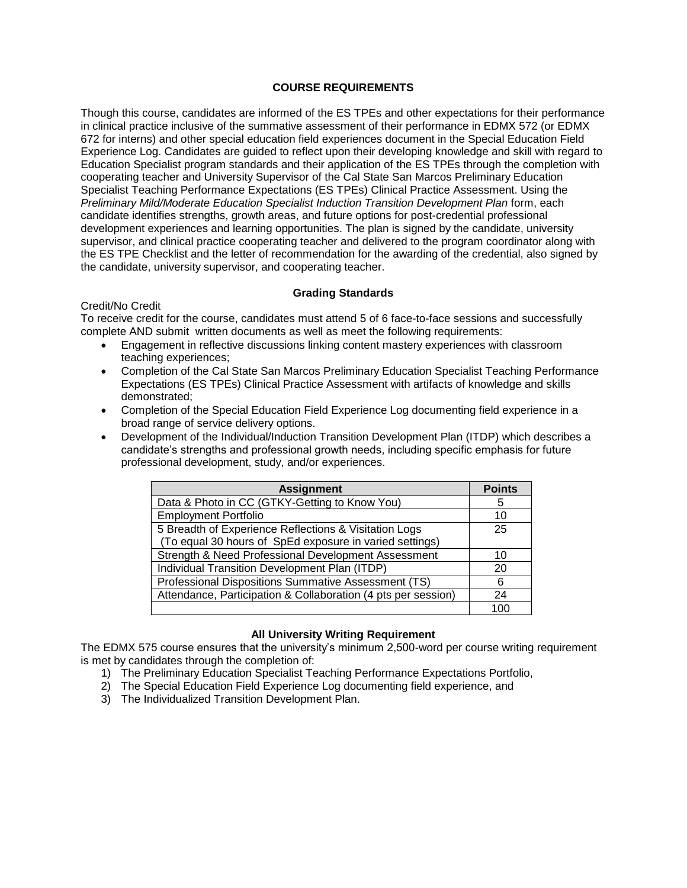## COURSE REQUIREMENTS

Though this course, candidates are informed of the ES TPEs and other expectations for their performance in clinical practice inclusive of the summative assessment of their performance in EDMX 572 (or EDMX 672 for interns) and other special education field experiences document in the Special Education Field Experience Log. Candidates are guided to reflect upon their developing knowledge and skill with regard to Education Specialist program standards and their application of the ES TPEs through the completion with cooperating teacher and University Supervisor of the Cal State San Marcos Preliminary Education Specialist Teaching Performance Expectations (ES TPEs) Clinical Practice Assessment. Using the *Preliminary Mild/Moderate Education Specialist Induction Transition Development Plan* form, each candidate identifies strengths, growth areas, and future options for post-credential professional development experiences and learning opportunities. The plan is signed by the candidate, university supervisor, and clinical practice cooperating teacher and delivered to the program coordinator along with the ES TPE Checklist and the letter of recommendation for the awarding of the credential, also signed by the candidate, university supervisor, and cooperating teacher.

### Grading Standards

Credit/No Credit

To receive credit for the course, candidates must attend 5 of 6 face-to-face sessions and successfully complete AND submit written documents as well as meet the following requirements:

- Engagement in reflective discussions linking content mastery experiences with classroom teaching experiences;
- Completion of the Cal State San Marcos Preliminary Education Specialist Teaching Performance Expectations (ES TPEs) Clinical Practice Assessment with artifacts of knowledge and skills demonstrated;
- Completion of the Special Education Field Experience Log documenting field experience in a broad range of service delivery options.
- Development of the Individual/Induction Transition Development Plan (ITDP) which describes a candidate's strengths and professional growth needs, including specific emphasis for future professional development, study, and/or experiences.

| Assignment | Points |
|---|---|
| Data & Photo in CC (GTKY-Getting to Know You) | 5 |
| Employment Portfolio | 10 |
| 5 Breadth of Experience Reflections & Visitation Logs (To equal 30 hours of SpEd exposure in varied settings) | 25 |
| Strength & Need Professional Development Assessment | 10 |
| Individual Transition Development Plan (ITDP) | 20 |
| Professional Dispositions Summative Assessment (TS) | 6 |
| Attendance, Participation & Collaboration (4 pts per session) | 24 |
| | 100 |

### All University Writing Requirement

The EDMX 575 course ensures that the university's minimum 2,500-word per course writing requirement is met by candidates through the completion of:

1) The Preliminary Education Specialist Teaching Performance Expectations Portfolio,
2) The Special Education Field Experience Log documenting field experience, and
3) The Individualized Transition Development Plan.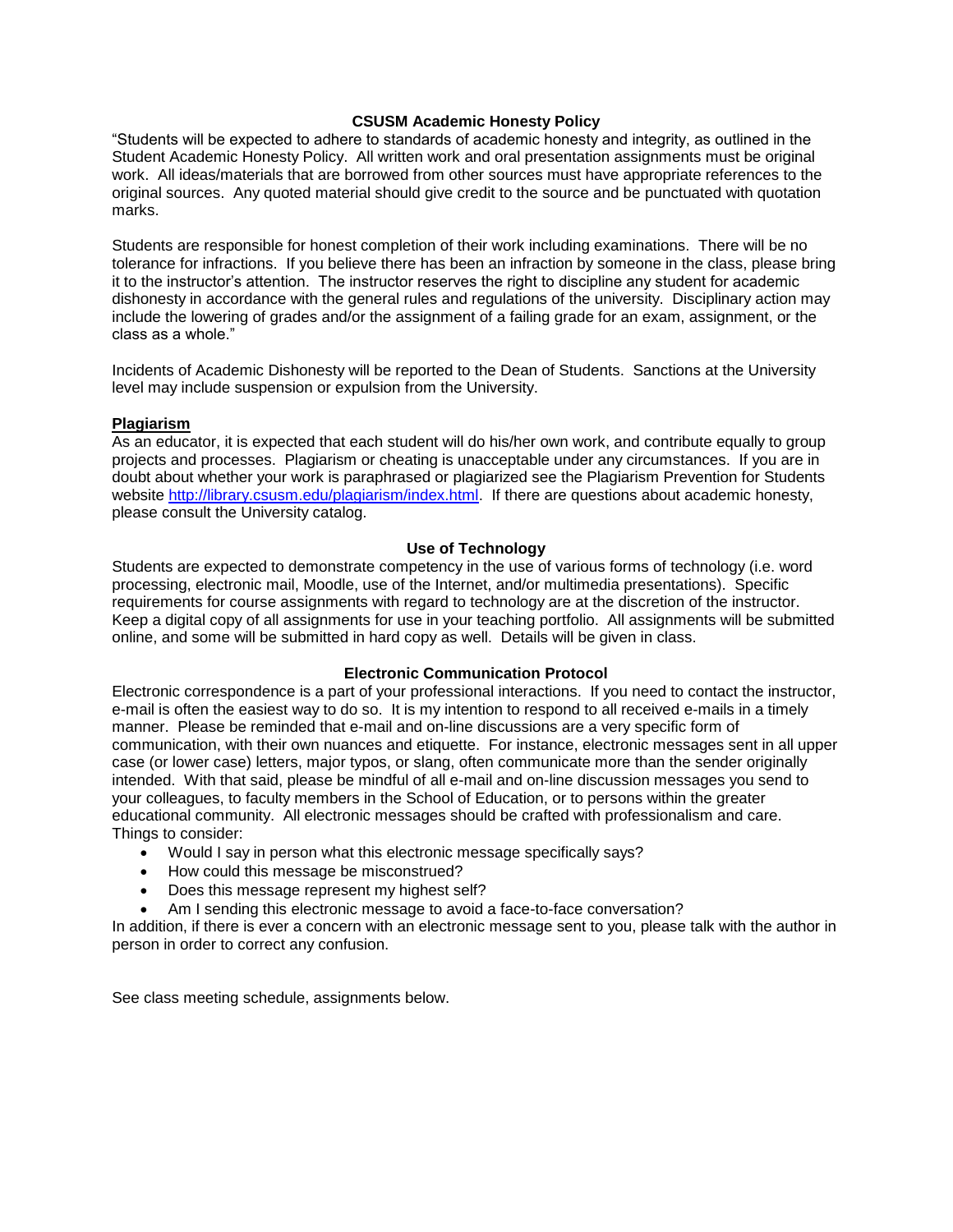## CSUSM Academic Honesty Policy

"Students will be expected to adhere to standards of academic honesty and integrity, as outlined in the Student Academic Honesty Policy. All written work and oral presentation assignments must be original work. All ideas/materials that are borrowed from other sources must have appropriate references to the original sources. Any quoted material should give credit to the source and be punctuated with quotation marks.

Students are responsible for honest completion of their work including examinations. There will be no tolerance for infractions. If you believe there has been an infraction by someone in the class, please bring it to the instructor's attention. The instructor reserves the right to discipline any student for academic dishonesty in accordance with the general rules and regulations of the university. Disciplinary action may include the lowering of grades and/or the assignment of a failing grade for an exam, assignment, or the class as a whole."

Incidents of Academic Dishonesty will be reported to the Dean of Students. Sanctions at the University level may include suspension or expulsion from the University.

**Plagiarism**

As an educator, it is expected that each student will do his/her own work, and contribute equally to group projects and processes. Plagiarism or cheating is unacceptable under any circumstances. If you are in doubt about whether your work is paraphrased or plagiarized see the Plagiarism Prevention for Students website [http://library.csusm.edu/plagiarism/index.html](http://library.csusm.edu/plagiarism/index.html). If there are questions about academic honesty, please consult the University catalog.

## Use of Technology

Students are expected to demonstrate competency in the use of various forms of technology (i.e. word processing, electronic mail, Moodle, use of the Internet, and/or multimedia presentations). Specific requirements for course assignments with regard to technology are at the discretion of the instructor. Keep a digital copy of all assignments for use in your teaching portfolio. All assignments will be submitted online, and some will be submitted in hard copy as well. Details will be given in class.

## Electronic Communication Protocol

Electronic correspondence is a part of your professional interactions. If you need to contact the instructor, e-mail is often the easiest way to do so. It is my intention to respond to all received e-mails in a timely manner. Please be reminded that e-mail and on-line discussions are a very specific form of communication, with their own nuances and etiquette. For instance, electronic messages sent in all upper case (or lower case) letters, major typos, or slang, often communicate more than the sender originally intended. With that said, please be mindful of all e-mail and on-line discussion messages you send to your colleagues, to faculty members in the School of Education, or to persons within the greater educational community. All electronic messages should be crafted with professionalism and care. Things to consider:

- Would I say in person what this electronic message specifically says?
- How could this message be misconstrued?
- Does this message represent my highest self?
- Am I sending this electronic message to avoid a face-to-face conversation?

In addition, if there is ever a concern with an electronic message sent to you, please talk with the author in person in order to correct any confusion.

See class meeting schedule, assignments below.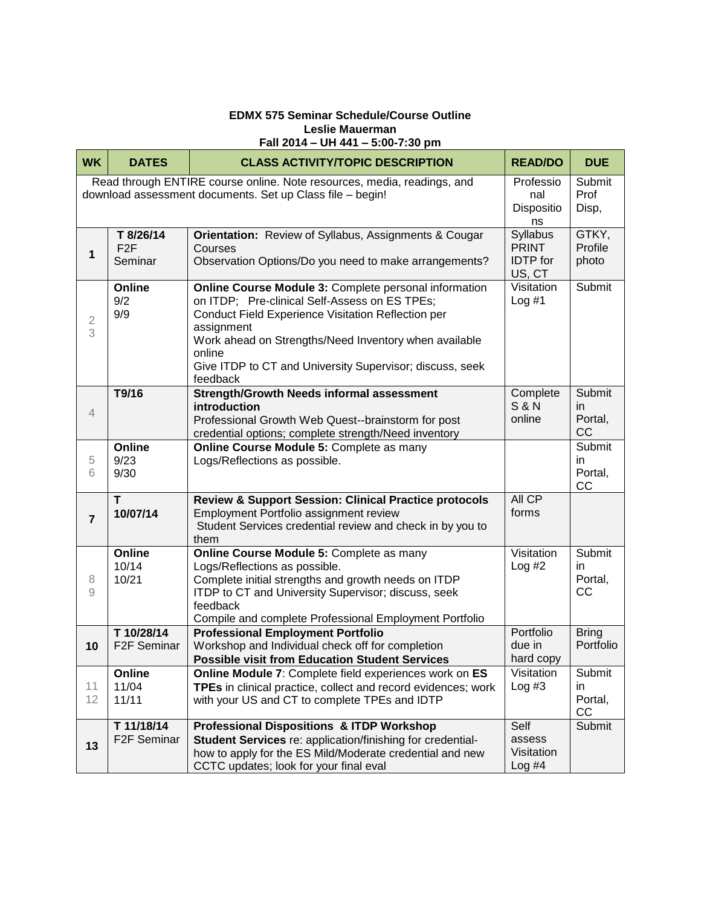**EDMX 575 Seminar Schedule/Course Outline**
**Leslie Mauerman**
**Fall 2014 – UH 441 – 5:00-7:30 pm**

| WK | DATES | CLASS ACTIVITY/TOPIC DESCRIPTION | READ/DO | DUE |
|---|---|---|---|---|
| Read through ENTIRE course online. Note resources, media, readings, and download assessment documents. Set up Class file – begin! | | | Professional Dispositions | Submit Prof Disp, |
| **1** | **T 8/26/14** F2F Seminar | **Orientation:** Review of Syllabus, Assignments & Cougar Courses<br>Observation Options/Do you need to make arrangements? | Syllabus PRINT IDTP for US, CT | GTKY, Profile photo |
| 2<br>3 | **Online**<br>9/2<br>9/9 | **Online Course Module 3:** Complete personal information on ITDP; Pre-clinical Self-Assess on ES TPEs;<br>Conduct Field Experience Visitation Reflection per assignment<br>Work ahead on Strengths/Need Inventory when available online<br>Give ITDP to CT and University Supervisor; discuss, seek feedback | Visitation Log #1 | Submit |
| 4 | **T9/16** | **Strength/Growth Needs informal assessment introduction**<br>Professional Growth Web Quest--brainstorm for post credential options; complete strength/Need inventory | Complete S & N online | Submit in Portal, CC |
| 5<br>6 | **Online**<br>9/23<br>9/30 | **Online Course Module 5:** Complete as many Logs/Reflections as possible. | | Submit in Portal, CC |
| **7** | **T 10/07/14** | **Review & Support Session: Clinical Practice protocols**<br>Employment Portfolio assignment review<br>Student Services credential review and check in by you to them | All CP forms | |
| 8<br>9 | **Online**<br>10/14<br>10/21 | **Online Course Module 5:** Complete as many Logs/Reflections as possible.<br>Complete initial strengths and growth needs on ITDP<br>ITDP to CT and University Supervisor; discuss, seek feedback<br>Compile and complete Professional Employment Portfolio | Visitation Log #2 | Submit in Portal, CC |
| **10** | **T 10/28/14**<br>F2F Seminar | **Professional Employment Portfolio**<br>Workshop and Individual check off for completion<br>**Possible visit from Education Student Services** | Portfolio due in hard copy | Bring Portfolio |
| 11<br>12 | **Online**<br>11/04<br>11/11 | **Online Module 7**: Complete field experiences work on **ES TPEs** in clinical practice, collect and record evidences; work with your US and CT to complete TPEs and IDTP | Visitation Log #3 | Submit in Portal, CC |
| **13** | **T 11/18/14**<br>F2F Seminar | **Professional Dispositions & ITDP Workshop**<br>**Student Services** re: application/finishing for credential- how to apply for the ES Mild/Moderate credential and new CCTC updates; look for your final eval | Self assess Visitation Log #4 | Submit |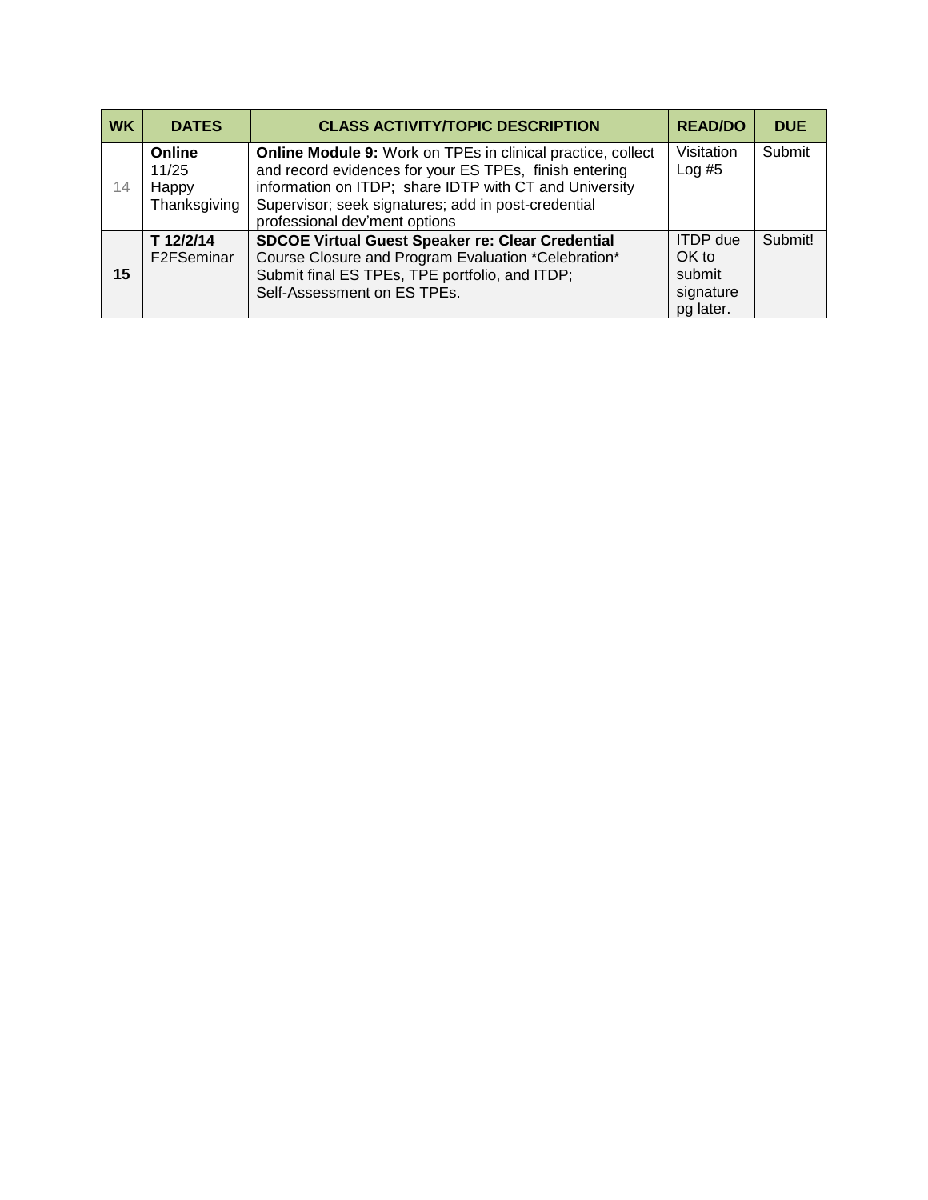| WK | DATES | CLASS ACTIVITY/TOPIC DESCRIPTION | READ/DO | DUE |
| --- | --- | --- | --- | --- |
| 14 | **Online** 11/25 Happy Thanksgiving | **Online Module 9:** Work on TPEs in clinical practice, collect and record evidences for your ES TPEs, finish entering information on ITDP; share IDTP with CT and University Supervisor; seek signatures; add in post-credential professional dev'ment options | Visitation Log #5 | Submit |
| **15** | **T 12/2/14** F2FSeminar | **SDCOE Virtual Guest Speaker re: Clear Credential** Course Closure and Program Evaluation *Celebration* Submit final ES TPEs, TPE portfolio, and ITDP; Self-Assessment on ES TPEs. | ITDP due OK to submit signature pg later. | Submit! |